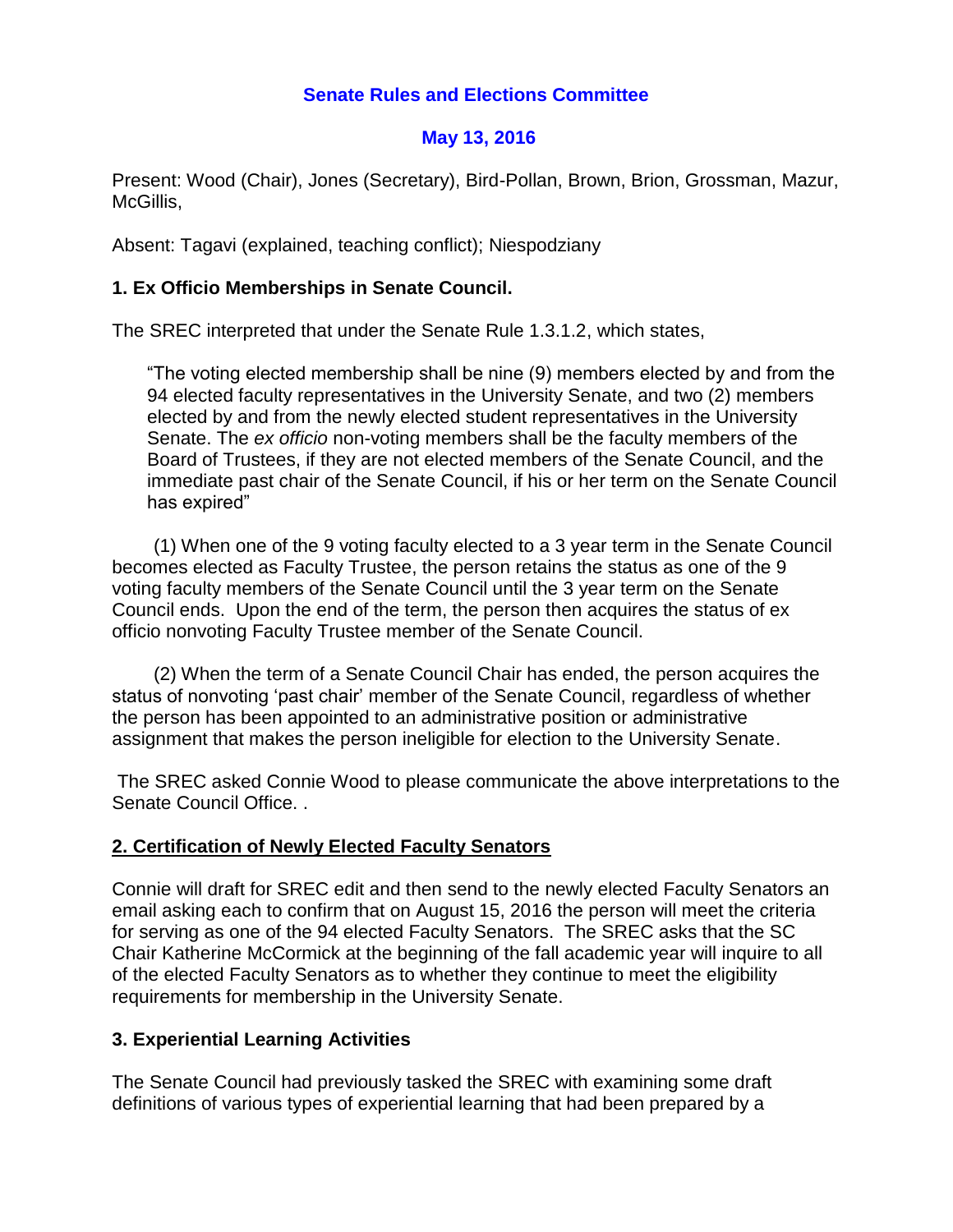## Senate Rules and Elections Committee

### May 13, 2016

Present: Wood (Chair), Jones (Secretary), Bird-Pollan, Brown, Brion, Grossman, Mazur, McGillis,

Absent: Tagavi (explained, teaching conflict); Niespodziany

### 1. Ex Officio Memberships in Senate Council.

The SREC interpreted that under the Senate Rule 1.3.1.2, which states,

> "The voting elected membership shall be nine (9) members elected by and from the 94 elected faculty representatives in the University Senate, and two (2) members elected by and from the newly elected student representatives in the University Senate. The *ex officio* non-voting members shall be the faculty members of the Board of Trustees, if they are not elected members of the Senate Council, and the immediate past chair of the Senate Council, if his or her term on the Senate Council has expired"

(1) When one of the 9 voting faculty elected to a 3 year term in the Senate Council becomes elected as Faculty Trustee, the person retains the status as one of the 9 voting faculty members of the Senate Council until the 3 year term on the Senate Council ends. Upon the end of the term, the person then acquires the status of ex officio nonvoting Faculty Trustee member of the Senate Council.

(2) When the term of a Senate Council Chair has ended, the person acquires the status of nonvoting 'past chair' member of the Senate Council, regardless of whether the person has been appointed to an administrative position or administrative assignment that makes the person ineligible for election to the University Senate.

The SREC asked Connie Wood to please communicate the above interpretations to the Senate Council Office. .

### 2. Certification of Newly Elected Faculty Senators

Connie will draft for SREC edit and then send to the newly elected Faculty Senators an email asking each to confirm that on August 15, 2016 the person will meet the criteria for serving as one of the 94 elected Faculty Senators. The SREC asks that the SC Chair Katherine McCormick at the beginning of the fall academic year will inquire to all of the elected Faculty Senators as to whether they continue to meet the eligibility requirements for membership in the University Senate.

### 3. Experiential Learning Activities

The Senate Council had previously tasked the SREC with examining some draft definitions of various types of experiential learning that had been prepared by a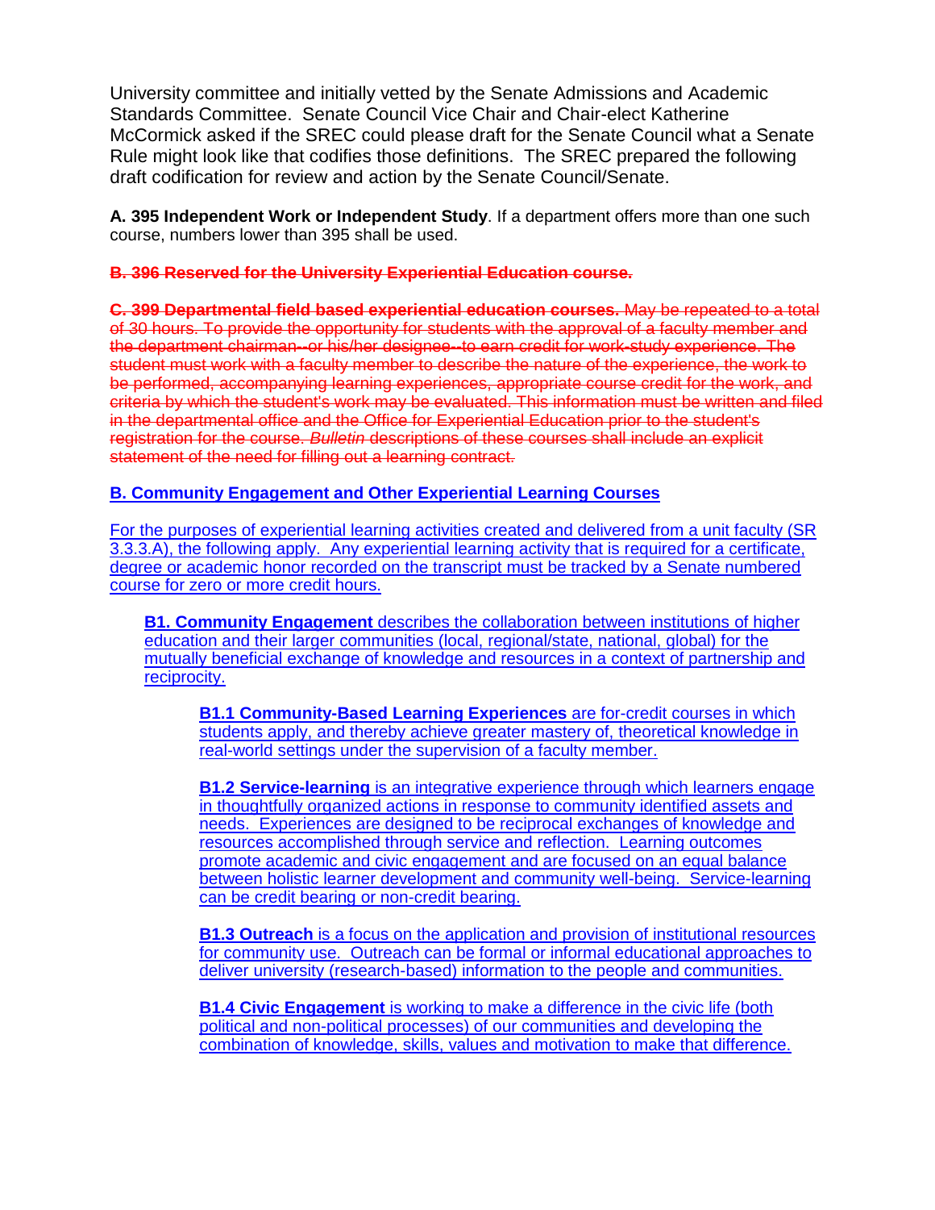University committee and initially vetted by the Senate Admissions and Academic Standards Committee. Senate Council Vice Chair and Chair-elect Katherine McCormick asked if the SREC could please draft for the Senate Council what a Senate Rule might look like that codifies those definitions. The SREC prepared the following draft codification for review and action by the Senate Council/Senate.

**A. 395 Independent Work or Independent Study**. If a department offers more than one such course, numbers lower than 395 shall be used.

~~**B. 396 Reserved for the University Experiential Education course.**~~

~~**C. 399 Departmental field based experiential education courses.** May be repeated to a total of 30 hours. To provide the opportunity for students with the approval of a faculty member and the department chairman--or his/her designee--to earn credit for work-study experience. The student must work with a faculty member to describe the nature of the experience, the work to be performed, accompanying learning experiences, appropriate course credit for the work, and criteria by which the student's work may be evaluated. This information must be written and filed in the departmental office and the Office for Experiential Education prior to the student's registration for the course. *Bulletin* descriptions of these courses shall include an explicit statement of the need for filling out a learning contract.~~

<u>**B. Community Engagement and Other Experiential Learning Courses**</u>

<u>For the purposes of experiential learning activities created and delivered from a unit faculty (SR 3.3.3.A), the following apply. Any experiential learning activity that is required for a certificate, degree or academic honor recorded on the transcript must be tracked by a Senate numbered course for zero or more credit hours.</u>

<u>**B1. Community Engagement** describes the collaboration between institutions of higher education and their larger communities (local, regional/state, national, global) for the mutually beneficial exchange of knowledge and resources in a context of partnership and reciprocity.</u>

<u>**B1.1 Community-Based Learning Experiences** are for-credit courses in which students apply, and thereby achieve greater mastery of, theoretical knowledge in real-world settings under the supervision of a faculty member.</u>

<u>**B1.2 Service-learning** is an integrative experience through which learners engage in thoughtfully organized actions in response to community identified assets and needs. Experiences are designed to be reciprocal exchanges of knowledge and resources accomplished through service and reflection. Learning outcomes promote academic and civic engagement and are focused on an equal balance between holistic learner development and community well-being. Service-learning can be credit bearing or non-credit bearing.</u>

<u>**B1.3 Outreach** is a focus on the application and provision of institutional resources for community use. Outreach can be formal or informal educational approaches to deliver university (research-based) information to the people and communities.</u>

<u>**B1.4 Civic Engagement** is working to make a difference in the civic life (both political and non-political processes) of our communities and developing the combination of knowledge, skills, values and motivation to make that difference.</u>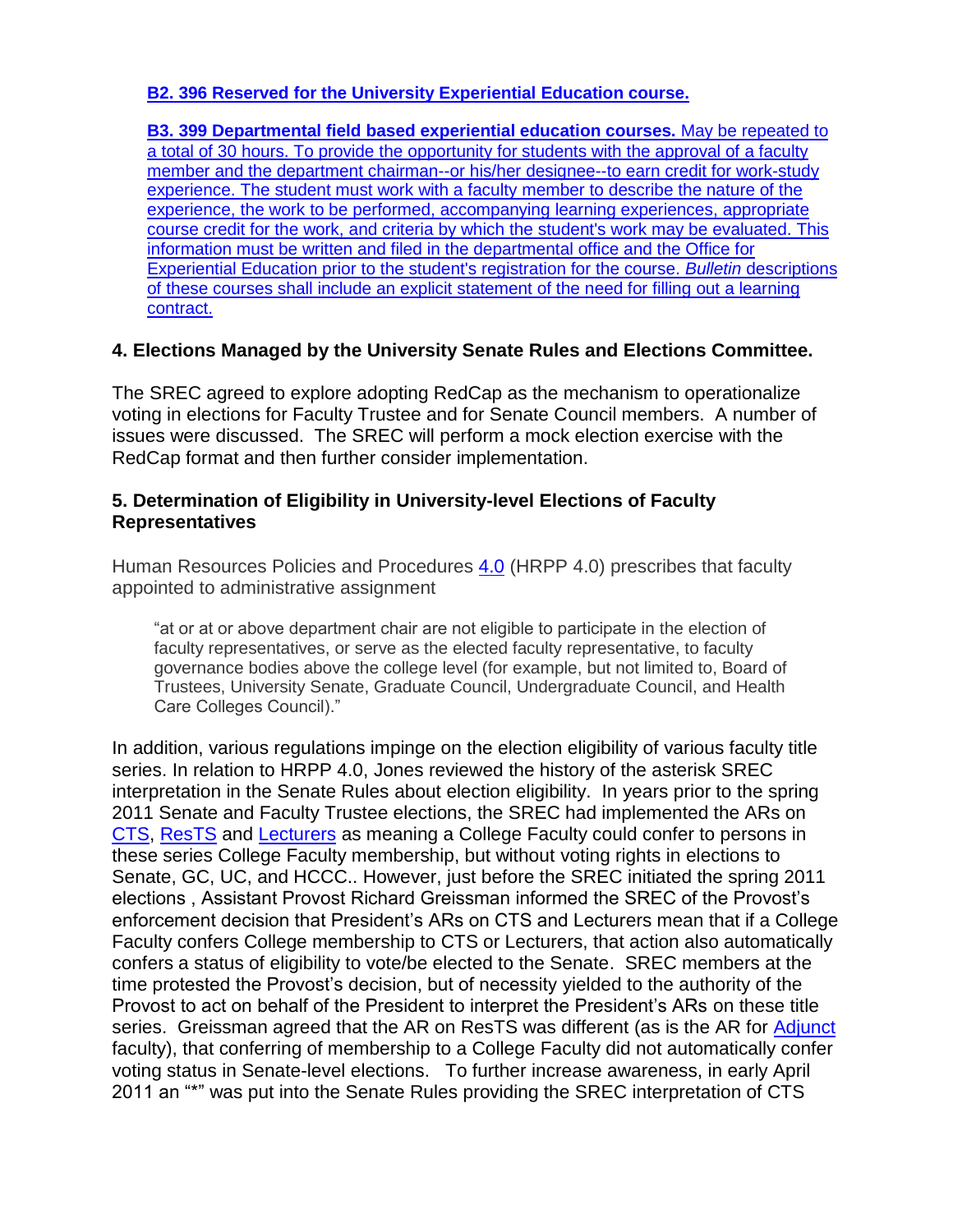**B2. 396 Reserved for the University Experiential Education course.**

**B3. 399 Departmental field based experiential education courses.** May be repeated to a total of 30 hours. To provide the opportunity for students with the approval of a faculty member and the department chairman--or his/her designee--to earn credit for work-study experience. The student must work with a faculty member to describe the nature of the experience, the work to be performed, accompanying learning experiences, appropriate course credit for the work, and criteria by which the student's work may be evaluated. This information must be written and filed in the departmental office and the Office for Experiential Education prior to the student's registration for the course. *Bulletin* descriptions of these courses shall include an explicit statement of the need for filling out a learning contract.

### 4. Elections Managed by the University Senate Rules and Elections Committee.

The SREC agreed to explore adopting RedCap as the mechanism to operationalize voting in elections for Faculty Trustee and for Senate Council members. A number of issues were discussed. The SREC will perform a mock election exercise with the RedCap format and then further consider implementation.

### 5. Determination of Eligibility in University-level Elections of Faculty Representatives

Human Resources Policies and Procedures 4.0 (HRPP 4.0) prescribes that faculty appointed to administrative assignment

> "at or at or above department chair are not eligible to participate in the election of faculty representatives, or serve as the elected faculty representative, to faculty governance bodies above the college level (for example, but not limited to, Board of Trustees, University Senate, Graduate Council, Undergraduate Council, and Health Care Colleges Council)."

In addition, various regulations impinge on the election eligibility of various faculty title series. In relation to HRPP 4.0, Jones reviewed the history of the asterisk SREC interpretation in the Senate Rules about election eligibility. In years prior to the spring 2011 Senate and Faculty Trustee elections, the SREC had implemented the ARs on CTS, ResTS and Lecturers as meaning a College Faculty could confer to persons in these series College Faculty membership, but without voting rights in elections to Senate, GC, UC, and HCCC.. However, just before the SREC initiated the spring 2011 elections , Assistant Provost Richard Greissman informed the SREC of the Provost's enforcement decision that President's ARs on CTS and Lecturers mean that if a College Faculty confers College membership to CTS or Lecturers, that action also automatically confers a status of eligibility to vote/be elected to the Senate. SREC members at the time protested the Provost's decision, but of necessity yielded to the authority of the Provost to act on behalf of the President to interpret the President's ARs on these title series. Greissman agreed that the AR on ResTS was different (as is the AR for Adjunct faculty), that conferring of membership to a College Faculty did not automatically confer voting status in Senate-level elections. To further increase awareness, in early April 2011 an "*" was put into the Senate Rules providing the SREC interpretation of CTS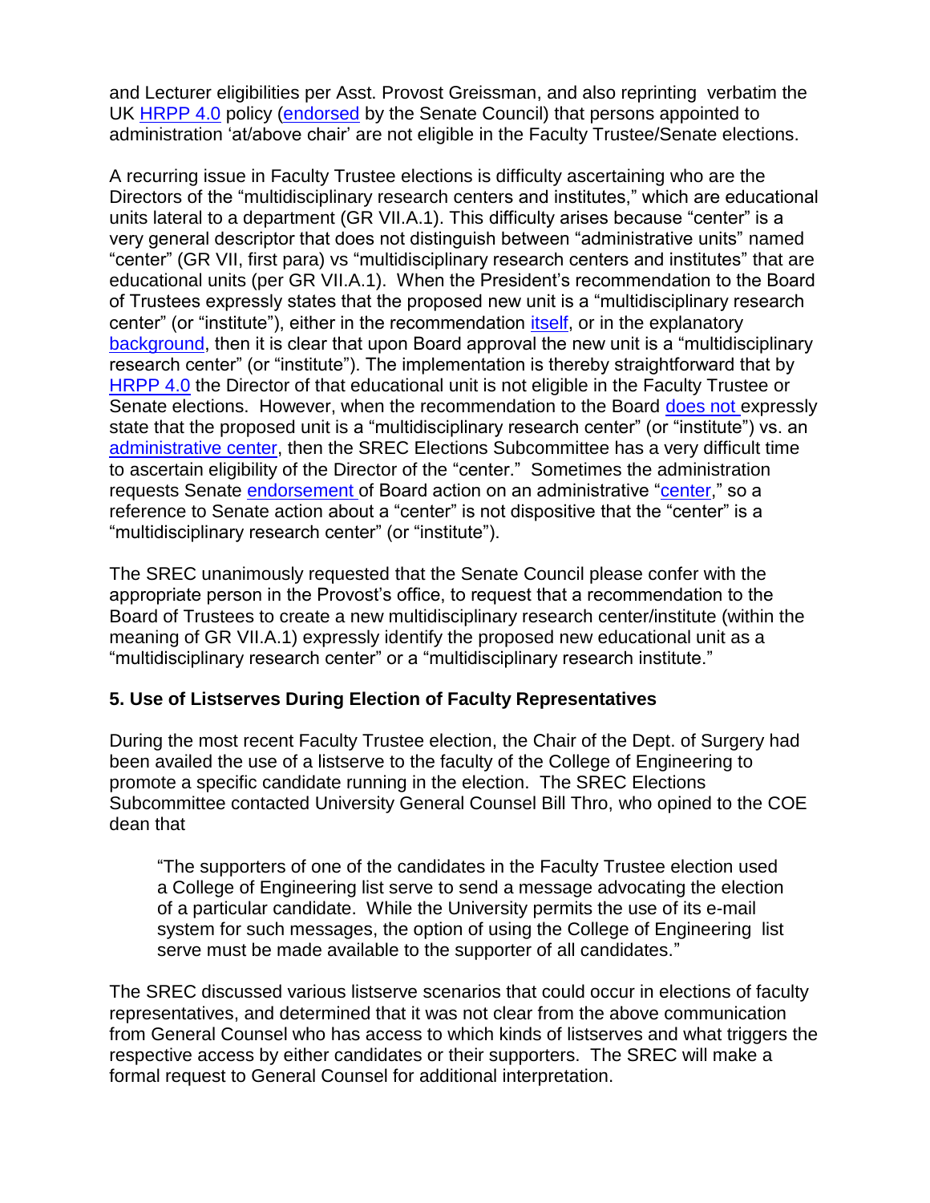and Lecturer eligibilities per Asst. Provost Greissman, and also reprinting verbatim the UK HRPP 4.0 policy (endorsed by the Senate Council) that persons appointed to administration 'at/above chair' are not eligible in the Faculty Trustee/Senate elections.

A recurring issue in Faculty Trustee elections is difficulty ascertaining who are the Directors of the "multidisciplinary research centers and institutes," which are educational units lateral to a department (GR VII.A.1). This difficulty arises because "center" is a very general descriptor that does not distinguish between "administrative units" named "center" (GR VII, first para) vs "multidisciplinary research centers and institutes" that are educational units (per GR VII.A.1). When the President's recommendation to the Board of Trustees expressly states that the proposed new unit is a "multidisciplinary research center" (or "institute"), either in the recommendation itself, or in the explanatory background, then it is clear that upon Board approval the new unit is a "multidisciplinary research center" (or "institute"). The implementation is thereby straightforward that by HRPP 4.0 the Director of that educational unit is not eligible in the Faculty Trustee or Senate elections. However, when the recommendation to the Board does not expressly state that the proposed unit is a "multidisciplinary research center" (or "institute") vs. an administrative center, then the SREC Elections Subcommittee has a very difficult time to ascertain eligibility of the Director of the "center." Sometimes the administration requests Senate endorsement of Board action on an administrative "center," so a reference to Senate action about a "center" is not dispositive that the "center" is a "multidisciplinary research center" (or "institute").

The SREC unanimously requested that the Senate Council please confer with the appropriate person in the Provost's office, to request that a recommendation to the Board of Trustees to create a new multidisciplinary research center/institute (within the meaning of GR VII.A.1) expressly identify the proposed new educational unit as a "multidisciplinary research center" or a "multidisciplinary research institute."

### 5. Use of Listserves During Election of Faculty Representatives

During the most recent Faculty Trustee election, the Chair of the Dept. of Surgery had been availed the use of a listserve to the faculty of the College of Engineering to promote a specific candidate running in the election. The SREC Elections Subcommittee contacted University General Counsel Bill Thro, who opined to the COE dean that

> "The supporters of one of the candidates in the Faculty Trustee election used a College of Engineering list serve to send a message advocating the election of a particular candidate. While the University permits the use of its e-mail system for such messages, the option of using the College of Engineering list serve must be made available to the supporter of all candidates."

The SREC discussed various listserve scenarios that could occur in elections of faculty representatives, and determined that it was not clear from the above communication from General Counsel who has access to which kinds of listserves and what triggers the respective access by either candidates or their supporters. The SREC will make a formal request to General Counsel for additional interpretation.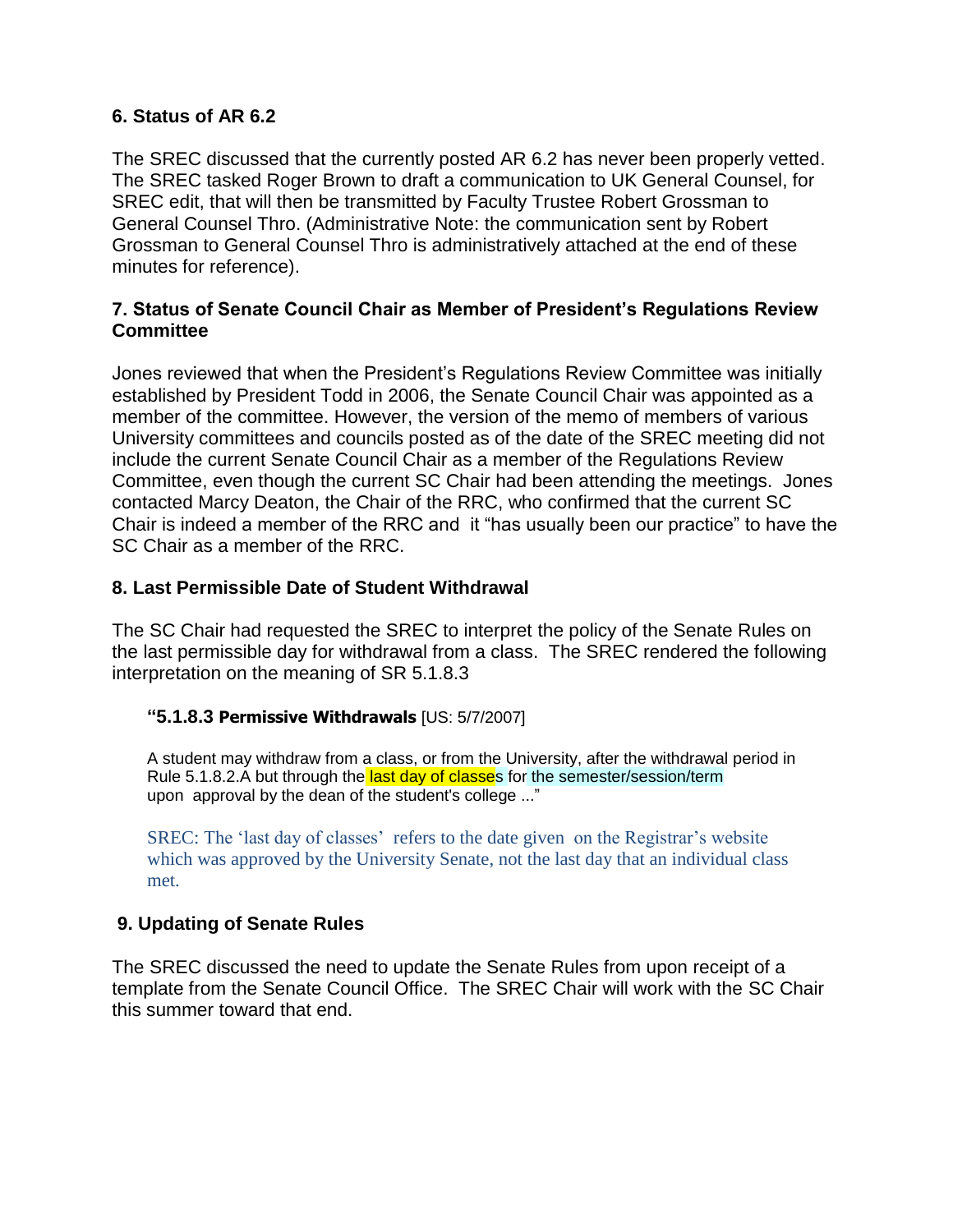### 6. Status of AR 6.2

The SREC discussed that the currently posted AR 6.2 has never been properly vetted. The SREC tasked Roger Brown to draft a communication to UK General Counsel, for SREC edit, that will then be transmitted by Faculty Trustee Robert Grossman to General Counsel Thro. (Administrative Note: the communication sent by Robert Grossman to General Counsel Thro is administratively attached at the end of these minutes for reference).

### 7. Status of Senate Council Chair as Member of President's Regulations Review Committee

Jones reviewed that when the President's Regulations Review Committee was initially established by President Todd in 2006, the Senate Council Chair was appointed as a member of the committee. However, the version of the memo of members of various University committees and councils posted as of the date of the SREC meeting did not include the current Senate Council Chair as a member of the Regulations Review Committee, even though the current SC Chair had been attending the meetings. Jones contacted Marcy Deaton, the Chair of the RRC, who confirmed that the current SC Chair is indeed a member of the RRC and it "has usually been our practice" to have the SC Chair as a member of the RRC.

### 8. Last Permissible Date of Student Withdrawal

The SC Chair had requested the SREC to interpret the policy of the Senate Rules on the last permissible day for withdrawal from a class. The SREC rendered the following interpretation on the meaning of SR 5.1.8.3

> "**5.1.8.3 Permissive Withdrawals** [US: 5/7/2007]
>
> A student may withdraw from a class, or from the University, after the withdrawal period in Rule 5.1.8.2.A but through the last day of classes for the semester/session/term upon approval by the dean of the student's college ..."
>
> SREC: The 'last day of classes' refers to the date given on the Registrar's website which was approved by the University Senate, not the last day that an individual class met.

### 9. Updating of Senate Rules

The SREC discussed the need to update the Senate Rules from upon receipt of a template from the Senate Council Office. The SREC Chair will work with the SC Chair this summer toward that end.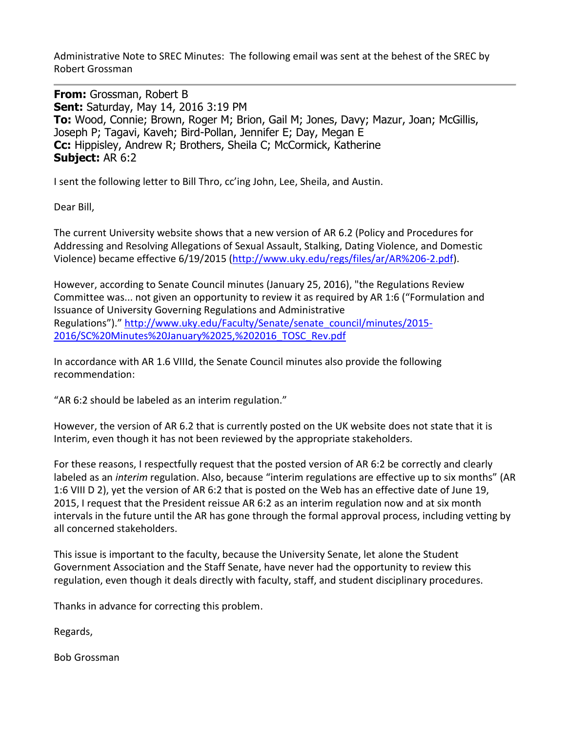Administrative Note to SREC Minutes: The following email was sent at the behest of the SREC by Robert Grossman

---

**From:** Grossman, Robert B
**Sent:** Saturday, May 14, 2016 3:19 PM
**To:** Wood, Connie; Brown, Roger M; Brion, Gail M; Jones, Davy; Mazur, Joan; McGillis, Joseph P; Tagavi, Kaveh; Bird-Pollan, Jennifer E; Day, Megan E
**Cc:** Hippisley, Andrew R; Brothers, Sheila C; McCormick, Katherine
**Subject:** AR 6:2

I sent the following letter to Bill Thro, cc'ing John, Lee, Sheila, and Austin.

Dear Bill,

The current University website shows that a new version of AR 6.2 (Policy and Procedures for Addressing and Resolving Allegations of Sexual Assault, Stalking, Dating Violence, and Domestic Violence) became effective 6/19/2015 (http://www.uky.edu/regs/files/ar/AR%206-2.pdf).

However, according to Senate Council minutes (January 25, 2016), "the Regulations Review Committee was... not given an opportunity to review it as required by AR 1:6 ("Formulation and Issuance of University Governing Regulations and Administrative Regulations")." http://www.uky.edu/Faculty/Senate/senate_council/minutes/2015-2016/SC%20Minutes%20January%2025,%202016_TOSC_Rev.pdf

In accordance with AR 1.6 VIIId, the Senate Council minutes also provide the following recommendation:

"AR 6:2 should be labeled as an interim regulation."

However, the version of AR 6.2 that is currently posted on the UK website does not state that it is Interim, even though it has not been reviewed by the appropriate stakeholders.

For these reasons, I respectfully request that the posted version of AR 6:2 be correctly and clearly labeled as an *interim* regulation. Also, because "interim regulations are effective up to six months" (AR 1:6 VIII D 2), yet the version of AR 6:2 that is posted on the Web has an effective date of June 19, 2015, I request that the President reissue AR 6:2 as an interim regulation now and at six month intervals in the future until the AR has gone through the formal approval process, including vetting by all concerned stakeholders.

This issue is important to the faculty, because the University Senate, let alone the Student Government Association and the Staff Senate, have never had the opportunity to review this regulation, even though it deals directly with faculty, staff, and student disciplinary procedures.

Thanks in advance for correcting this problem.

Regards,

Bob Grossman